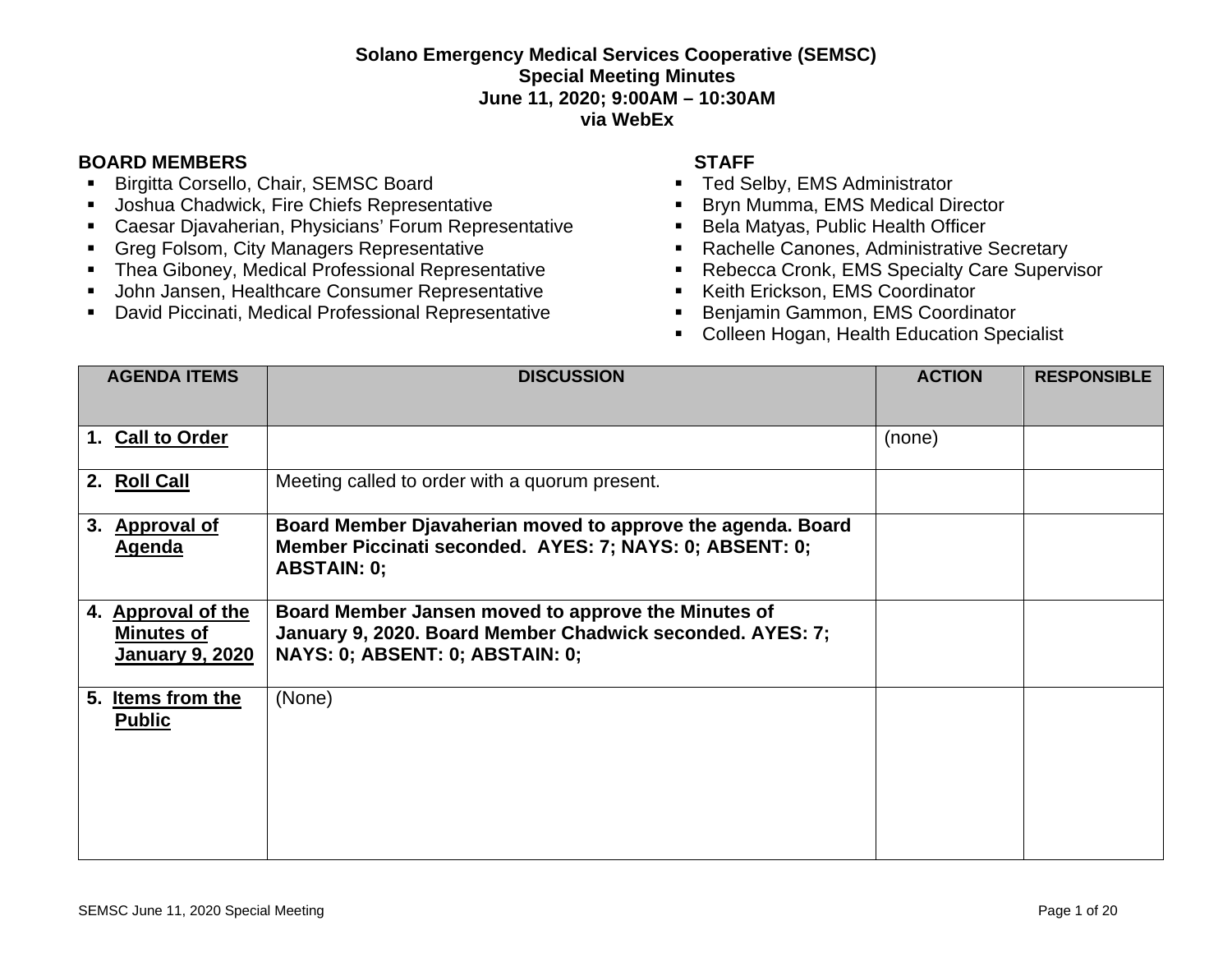# Solano Emergency Medical Services Cooperative (SEMSC)
## Special Meeting Minutes
**June 11, 2020; 9:00AM – 10:30AM**
**via WebEx**

**BOARD MEMBERS**

- Birgitta Corsello, Chair, SEMSC Board
- Joshua Chadwick, Fire Chiefs Representative
- Caesar Djavaherian, Physicians' Forum Representative
- Greg Folsom, City Managers Representative
- Thea Giboney, Medical Professional Representative
- John Jansen, Healthcare Consumer Representative
- David Piccinati, Medical Professional Representative

**STAFF**

- Ted Selby, EMS Administrator
- Bryn Mumma, EMS Medical Director
- Bela Matyas, Public Health Officer
- Rachelle Canones, Administrative Secretary
- Rebecca Cronk, EMS Specialty Care Supervisor
- Keith Erickson, EMS Coordinator
- Benjamin Gammon, EMS Coordinator
- Colleen Hogan, Health Education Specialist

| AGENDA ITEMS | DISCUSSION | ACTION | RESPONSIBLE |
|---|---|---|---|
| 1. **Call to Order** | | (none) | |
| 2. **Roll Call** | Meeting called to order with a quorum present. | | |
| 3. **Approval of Agenda** | **Board Member Djavaherian moved to approve the agenda. Board Member Piccinati seconded. AYES: 7; NAYS: 0; ABSENT: 0; ABSTAIN: 0;** | | |
| 4. **Approval of the Minutes of January 9, 2020** | **Board Member Jansen moved to approve the Minutes of January 9, 2020. Board Member Chadwick seconded. AYES: 7; NAYS: 0; ABSENT: 0; ABSTAIN: 0;** | | |
| 5. **Items from the Public** | (None) | | |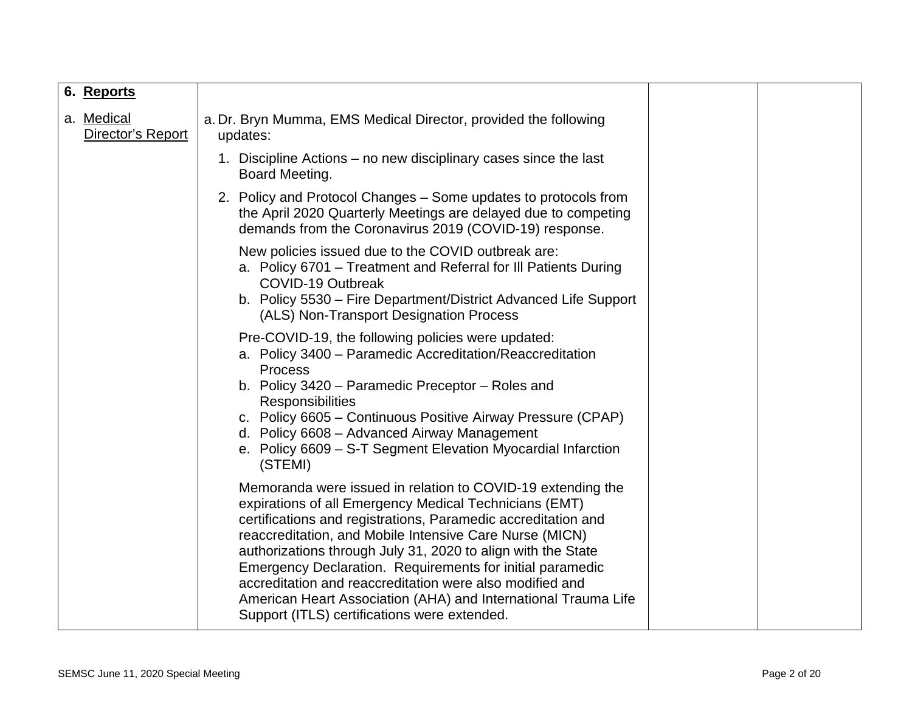| **6. Reports** | | | |
|---|---|---|---|
| a. Medical Director's Report | a. Dr. Bryn Mumma, EMS Medical Director, provided the following updates:<br><br>1. Discipline Actions – no new disciplinary cases since the last Board Meeting.<br><br>2. Policy and Protocol Changes – Some updates to protocols from the April 2020 Quarterly Meetings are delayed due to competing demands from the Coronavirus 2019 (COVID-19) response.<br><br>New policies issued due to the COVID outbreak are:<br>a. Policy 6701 – Treatment and Referral for Ill Patients During COVID-19 Outbreak<br>b. Policy 5530 – Fire Department/District Advanced Life Support (ALS) Non-Transport Designation Process<br><br>Pre-COVID-19, the following policies were updated:<br>a. Policy 3400 – Paramedic Accreditation/Reaccreditation Process<br>b. Policy 3420 – Paramedic Preceptor – Roles and Responsibilities<br>c. Policy 6605 – Continuous Positive Airway Pressure (CPAP)<br>d. Policy 6608 – Advanced Airway Management<br>e. Policy 6609 – S-T Segment Elevation Myocardial Infarction (STEMI)<br><br>Memoranda were issued in relation to COVID-19 extending the expirations of all Emergency Medical Technicians (EMT) certifications and registrations, Paramedic accreditation and reaccreditation, and Mobile Intensive Care Nurse (MICN) authorizations through July 31, 2020 to align with the State Emergency Declaration. Requirements for initial paramedic accreditation and reaccreditation were also modified and American Heart Association (AHA) and International Trauma Life Support (ITLS) certifications were extended. | | |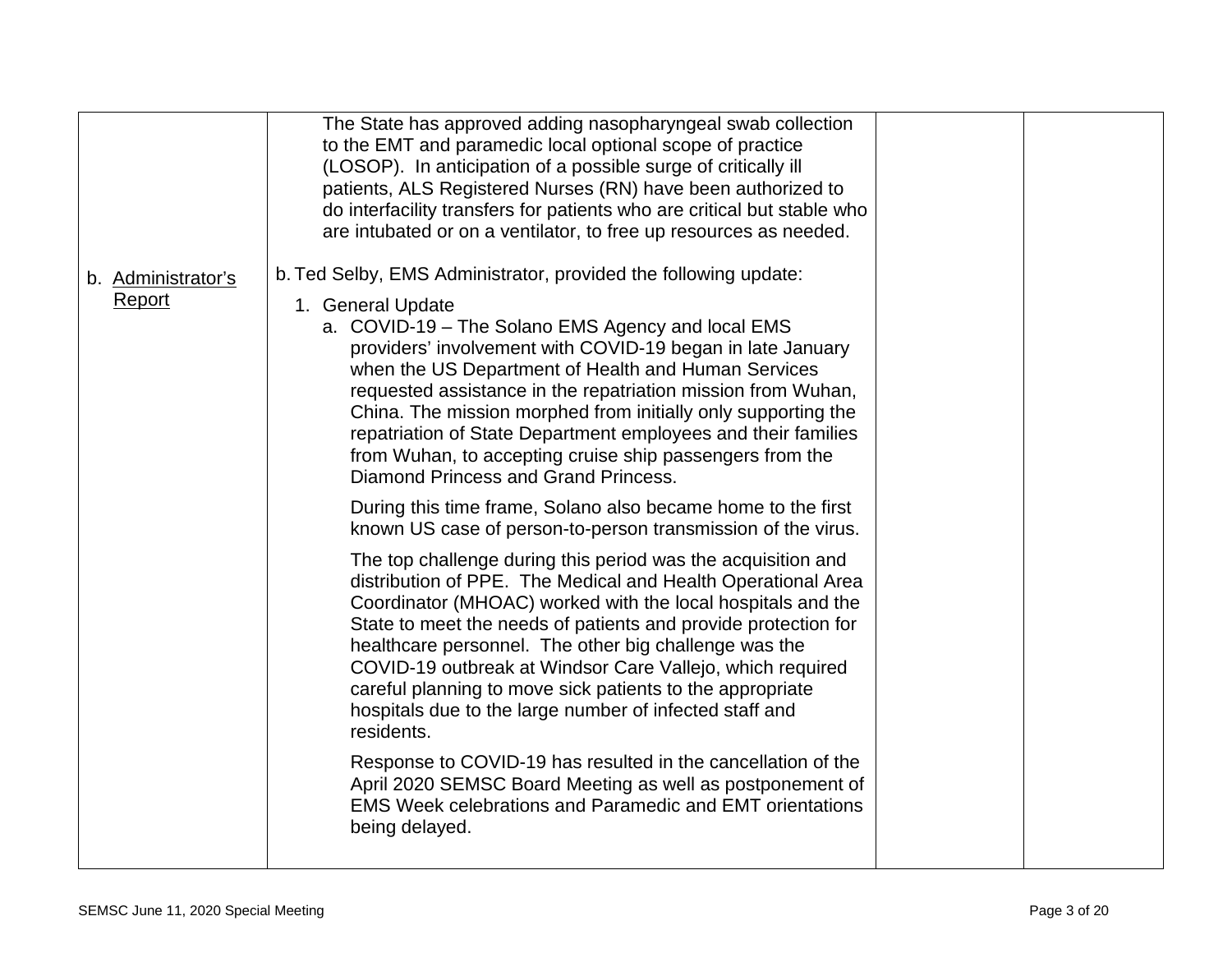| | | | |
|---|---|---|---|
| | The State has approved adding nasopharyngeal swab collection to the EMT and paramedic local optional scope of practice (LOSOP). In anticipation of a possible surge of critically ill patients, ALS Registered Nurses (RN) have been authorized to do interfacility transfers for patients who are critical but stable who are intubated or on a ventilator, to free up resources as needed. | | |
| b. Administrator's Report | b. Ted Selby, EMS Administrator, provided the following update:<br><br>1. General Update<br>a. COVID-19 – The Solano EMS Agency and local EMS providers' involvement with COVID-19 began in late January when the US Department of Health and Human Services requested assistance in the repatriation mission from Wuhan, China. The mission morphed from initially only supporting the repatriation of State Department employees and their families from Wuhan, to accepting cruise ship passengers from the Diamond Princess and Grand Princess.<br><br>During this time frame, Solano also became home to the first known US case of person-to-person transmission of the virus.<br><br>The top challenge during this period was the acquisition and distribution of PPE. The Medical and Health Operational Area Coordinator (MHOAC) worked with the local hospitals and the State to meet the needs of patients and provide protection for healthcare personnel. The other big challenge was the COVID-19 outbreak at Windsor Care Vallejo, which required careful planning to move sick patients to the appropriate hospitals due to the large number of infected staff and residents.<br><br>Response to COVID-19 has resulted in the cancellation of the April 2020 SEMSC Board Meeting as well as postponement of EMS Week celebrations and Paramedic and EMT orientations being delayed. | | |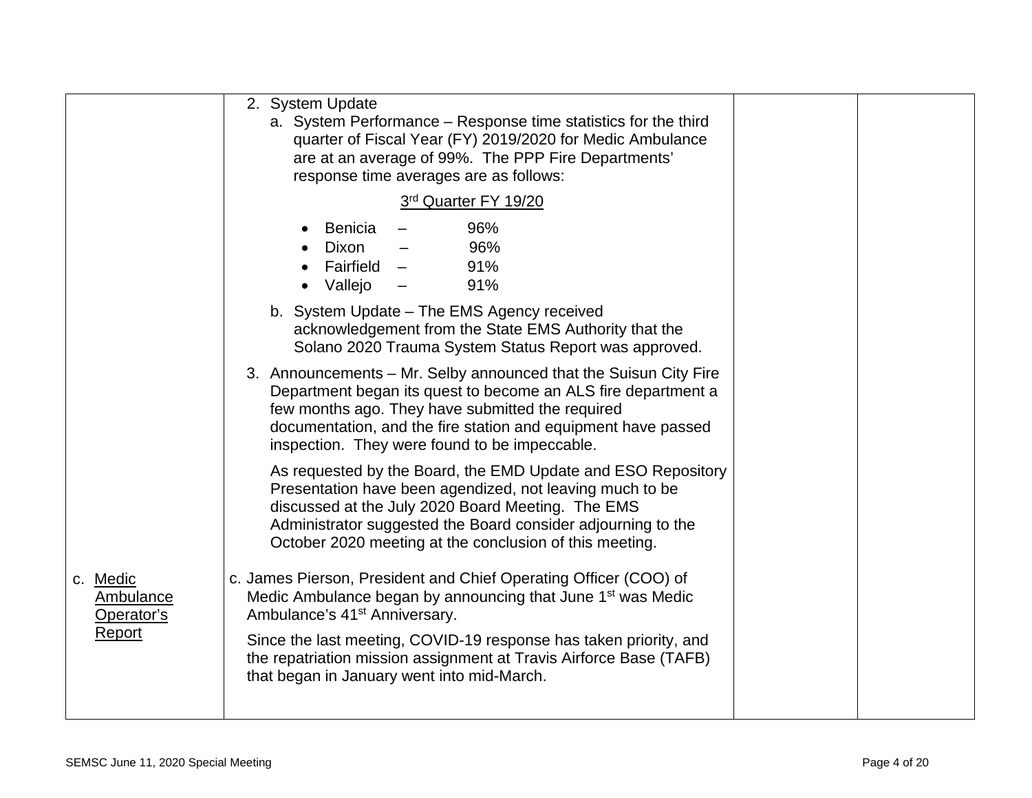| | | | |
|---|---|---|---|
| | 2. System Update<br>a. System Performance – Response time statistics for the third quarter of Fiscal Year (FY) 2019/2020 for Medic Ambulance are at an average of 99%. The PPP Fire Departments' response time averages are as follows:<br><u>3rd Quarter FY 19/20</u><br>• Benicia – 96%<br>• Dixon – 96%<br>• Fairfield – 91%<br>• Vallejo – 91%<br>b. System Update – The EMS Agency received acknowledgement from the State EMS Authority that the Solano 2020 Trauma System Status Report was approved.<br>3. Announcements – Mr. Selby announced that the Suisun City Fire Department began its quest to become an ALS fire department a few months ago. They have submitted the required documentation, and the fire station and equipment have passed inspection. They were found to be impeccable.<br>As requested by the Board, the EMD Update and ESO Repository Presentation have been agendized, not leaving much to be discussed at the July 2020 Board Meeting. The EMS Administrator suggested the Board consider adjourning to the October 2020 meeting at the conclusion of this meeting. | | |
| c. <u>Medic Ambulance Operator's Report</u> | c. James Pierson, President and Chief Operating Officer (COO) of Medic Ambulance began by announcing that June 1st was Medic Ambulance's 41st Anniversary.<br>Since the last meeting, COVID-19 response has taken priority, and the repatriation mission assignment at Travis Airforce Base (TAFB) that began in January went into mid-March. | | |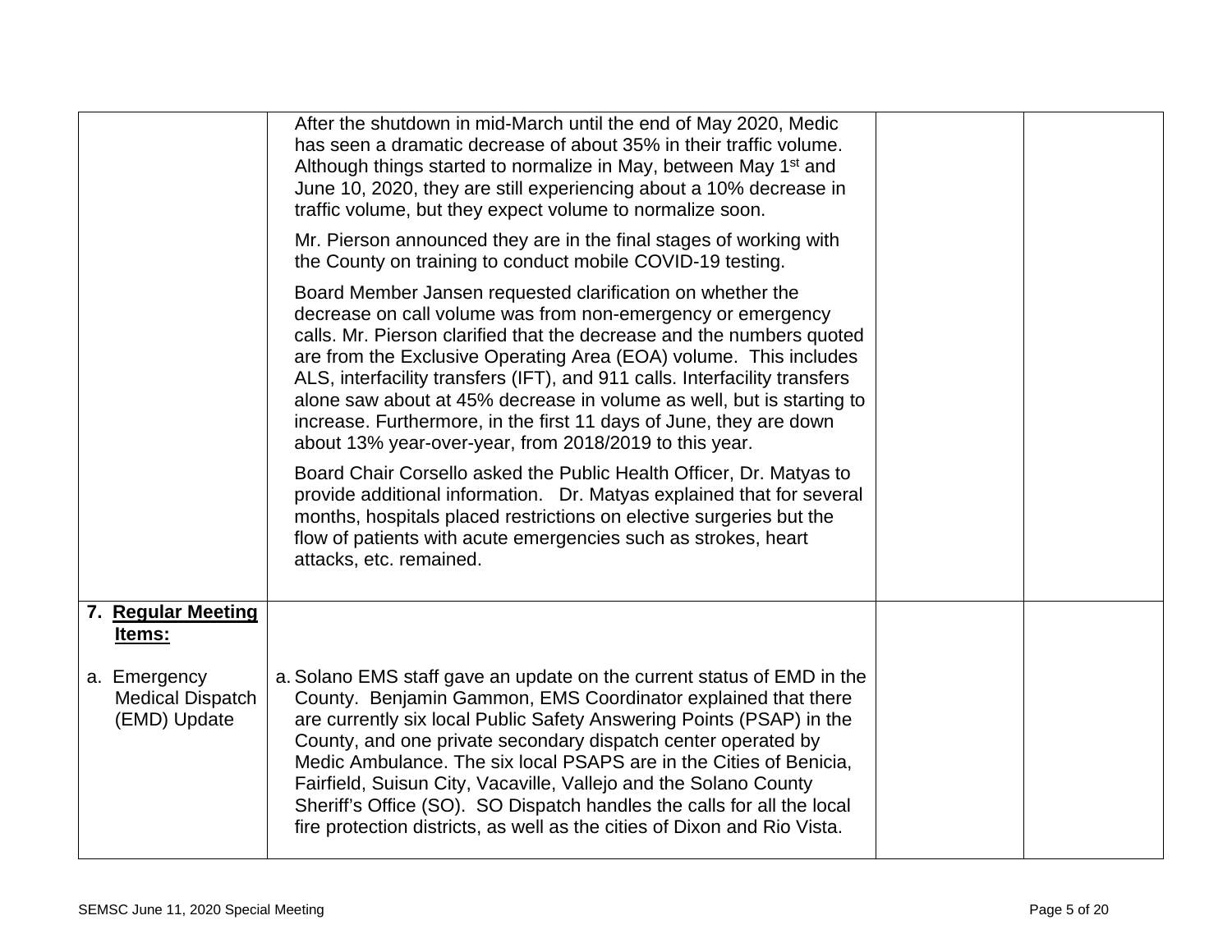| | | | |
|---|---|---|---|
| | After the shutdown in mid-March until the end of May 2020, Medic has seen a dramatic decrease of about 35% in their traffic volume. Although things started to normalize in May, between May 1st and June 10, 2020, they are still experiencing about a 10% decrease in traffic volume, but they expect volume to normalize soon.<br><br>Mr. Pierson announced they are in the final stages of working with the County on training to conduct mobile COVID-19 testing.<br><br>Board Member Jansen requested clarification on whether the decrease on call volume was from non-emergency or emergency calls. Mr. Pierson clarified that the decrease and the numbers quoted are from the Exclusive Operating Area (EOA) volume. This includes ALS, interfacility transfers (IFT), and 911 calls. Interfacility transfers alone saw about at 45% decrease in volume as well, but is starting to increase. Furthermore, in the first 11 days of June, they are down about 13% year-over-year, from 2018/2019 to this year.<br><br>Board Chair Corsello asked the Public Health Officer, Dr. Matyas to provide additional information. Dr. Matyas explained that for several months, hospitals placed restrictions on elective surgeries but the flow of patients with acute emergencies such as strokes, heart attacks, etc. remained. | | |
| **7. Regular Meeting Items:**<br><br>a. Emergency Medical Dispatch (EMD) Update | a. Solano EMS staff gave an update on the current status of EMD in the County. Benjamin Gammon, EMS Coordinator explained that there are currently six local Public Safety Answering Points (PSAP) in the County, and one private secondary dispatch center operated by Medic Ambulance. The six local PSAPS are in the Cities of Benicia, Fairfield, Suisun City, Vacaville, Vallejo and the Solano County Sheriff's Office (SO). SO Dispatch handles the calls for all the local fire protection districts, as well as the cities of Dixon and Rio Vista. | | |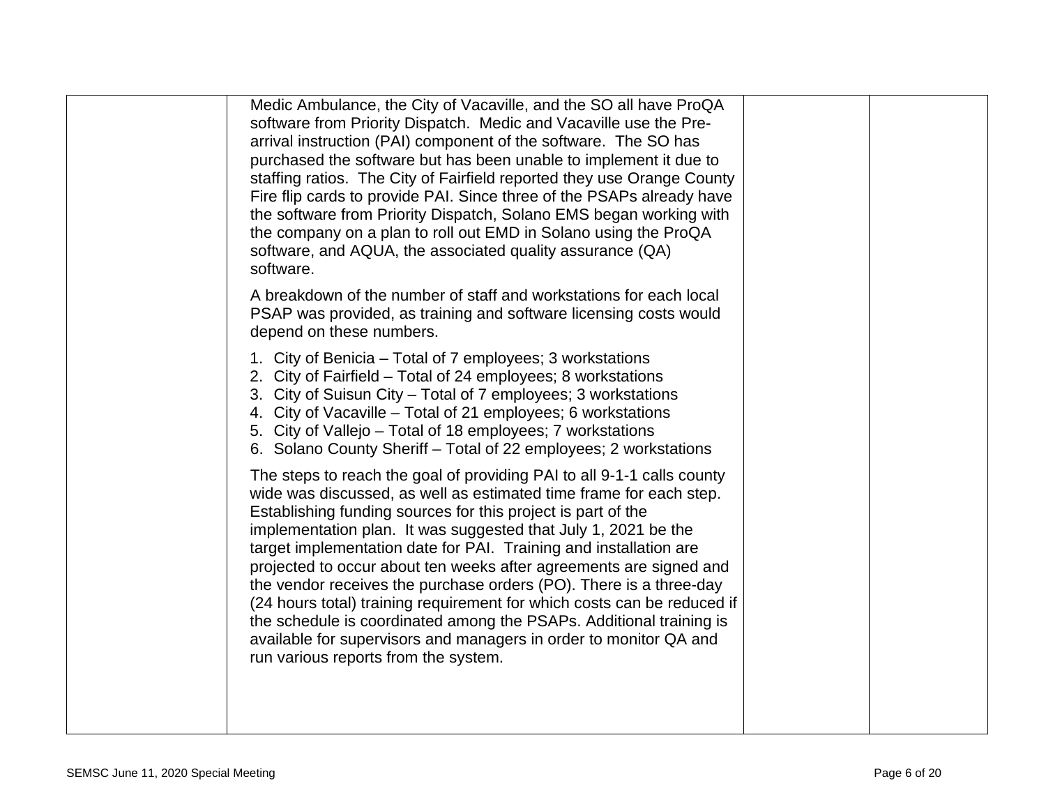| | | | |
|---|---|---|---|
| | Medic Ambulance, the City of Vacaville, and the SO all have ProQA software from Priority Dispatch. Medic and Vacaville use the Pre-arrival instruction (PAI) component of the software. The SO has purchased the software but has been unable to implement it due to staffing ratios. The City of Fairfield reported they use Orange County Fire flip cards to provide PAI. Since three of the PSAPs already have the software from Priority Dispatch, Solano EMS began working with the company on a plan to roll out EMD in Solano using the ProQA software, and AQUA, the associated quality assurance (QA) software.<br><br>A breakdown of the number of staff and workstations for each local PSAP was provided, as training and software licensing costs would depend on these numbers.<br><br>1. City of Benicia – Total of 7 employees; 3 workstations<br>2. City of Fairfield – Total of 24 employees; 8 workstations<br>3. City of Suisun City – Total of 7 employees; 3 workstations<br>4. City of Vacaville – Total of 21 employees; 6 workstations<br>5. City of Vallejo – Total of 18 employees; 7 workstations<br>6. Solano County Sheriff – Total of 22 employees; 2 workstations<br><br>The steps to reach the goal of providing PAI to all 9-1-1 calls county wide was discussed, as well as estimated time frame for each step. Establishing funding sources for this project is part of the implementation plan. It was suggested that July 1, 2021 be the target implementation date for PAI. Training and installation are projected to occur about ten weeks after agreements are signed and the vendor receives the purchase orders (PO). There is a three-day (24 hours total) training requirement for which costs can be reduced if the schedule is coordinated among the PSAPs. Additional training is available for supervisors and managers in order to monitor QA and run various reports from the system. | | |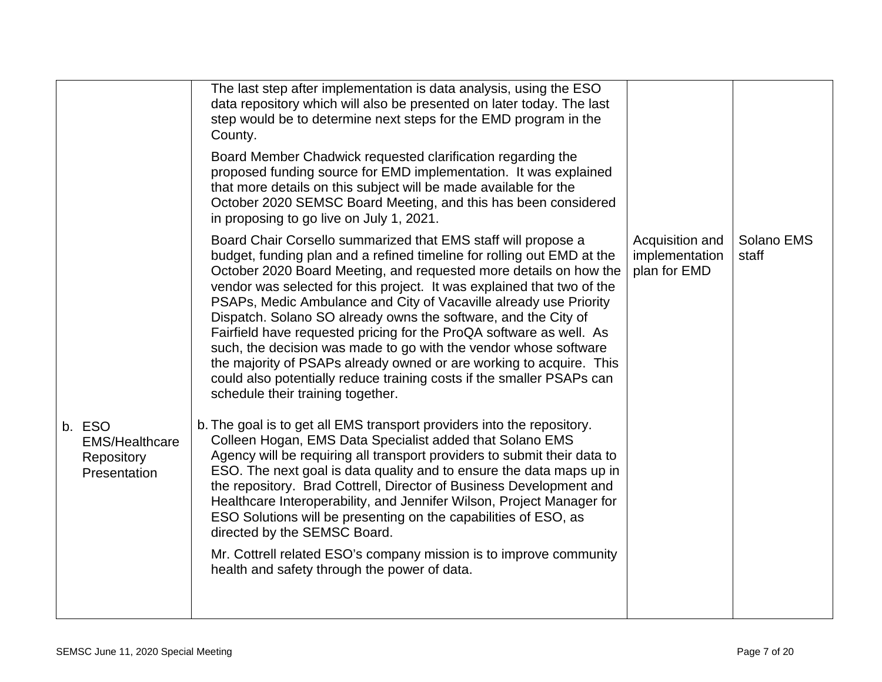| | | | |
|---|---|---|---|
| | The last step after implementation is data analysis, using the ESO data repository which will also be presented on later today. The last step would be to determine next steps for the EMD program in the County.<br><br>Board Member Chadwick requested clarification regarding the proposed funding source for EMD implementation. It was explained that more details on this subject will be made available for the October 2020 SEMSC Board Meeting, and this has been considered in proposing to go live on July 1, 2021.<br><br>Board Chair Corsello summarized that EMS staff will propose a budget, funding plan and a refined timeline for rolling out EMD at the October 2020 Board Meeting, and requested more details on how the vendor was selected for this project. It was explained that two of the PSAPs, Medic Ambulance and City of Vacaville already use Priority Dispatch. Solano SO already owns the software, and the City of Fairfield have requested pricing for the ProQA software as well. As such, the decision was made to go with the vendor whose software the majority of PSAPs already owned or are working to acquire. This could also potentially reduce training costs if the smaller PSAPs can schedule their training together. | Acquisition and implementation plan for EMD | Solano EMS staff |
| b. ESO EMS/Healthcare Repository Presentation | b. The goal is to get all EMS transport providers into the repository. Colleen Hogan, EMS Data Specialist added that Solano EMS Agency will be requiring all transport providers to submit their data to ESO. The next goal is data quality and to ensure the data maps up in the repository. Brad Cottrell, Director of Business Development and Healthcare Interoperability, and Jennifer Wilson, Project Manager for ESO Solutions will be presenting on the capabilities of ESO, as directed by the SEMSC Board.<br><br>Mr. Cottrell related ESO's company mission is to improve community health and safety through the power of data. | | |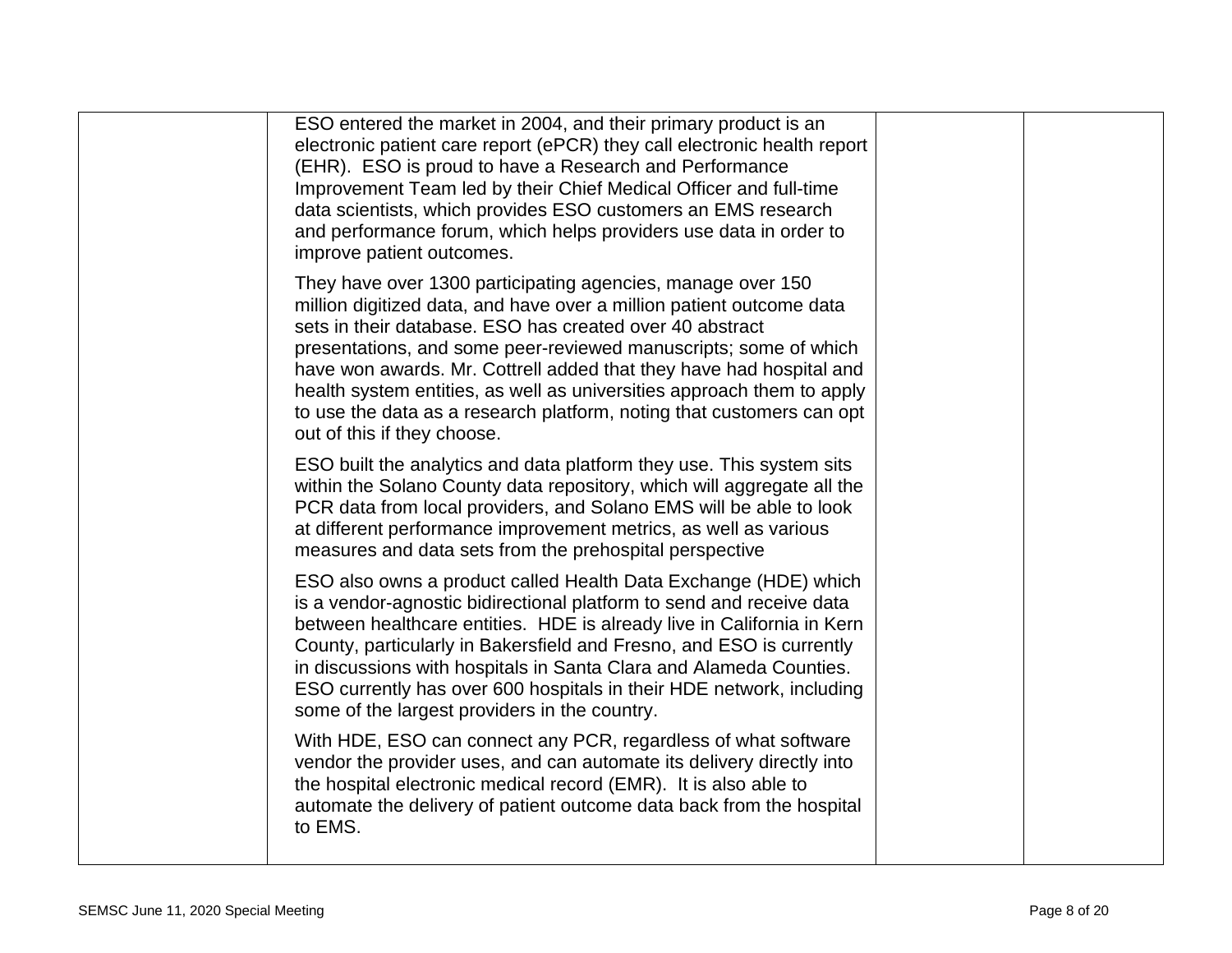| | | | |
|---|---|---|---|
| | ESO entered the market in 2004, and their primary product is an electronic patient care report (ePCR) they call electronic health report (EHR). ESO is proud to have a Research and Performance Improvement Team led by their Chief Medical Officer and full-time data scientists, which provides ESO customers an EMS research and performance forum, which helps providers use data in order to improve patient outcomes.<br><br>They have over 1300 participating agencies, manage over 150 million digitized data, and have over a million patient outcome data sets in their database. ESO has created over 40 abstract presentations, and some peer-reviewed manuscripts; some of which have won awards. Mr. Cottrell added that they have had hospital and health system entities, as well as universities approach them to apply to use the data as a research platform, noting that customers can opt out of this if they choose.<br><br>ESO built the analytics and data platform they use. This system sits within the Solano County data repository, which will aggregate all the PCR data from local providers, and Solano EMS will be able to look at different performance improvement metrics, as well as various measures and data sets from the prehospital perspective<br><br>ESO also owns a product called Health Data Exchange (HDE) which is a vendor-agnostic bidirectional platform to send and receive data between healthcare entities. HDE is already live in California in Kern County, particularly in Bakersfield and Fresno, and ESO is currently in discussions with hospitals in Santa Clara and Alameda Counties. ESO currently has over 600 hospitals in their HDE network, including some of the largest providers in the country.<br><br>With HDE, ESO can connect any PCR, regardless of what software vendor the provider uses, and can automate its delivery directly into the hospital electronic medical record (EMR). It is also able to automate the delivery of patient outcome data back from the hospital to EMS. | | |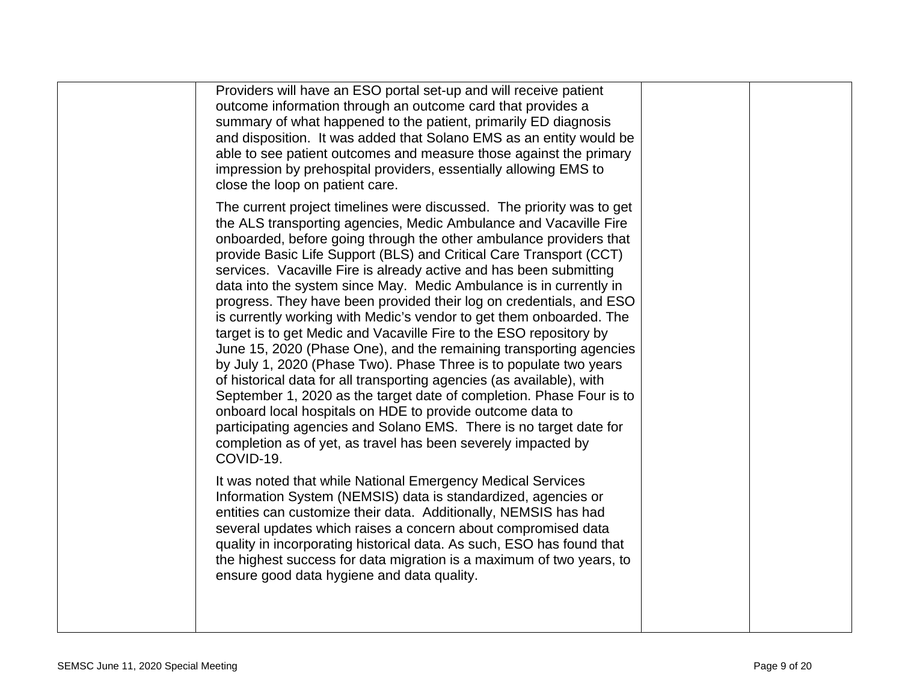| | | | |
|---|---|---|---|
| | Providers will have an ESO portal set-up and will receive patient outcome information through an outcome card that provides a summary of what happened to the patient, primarily ED diagnosis and disposition. It was added that Solano EMS as an entity would be able to see patient outcomes and measure those against the primary impression by prehospital providers, essentially allowing EMS to close the loop on patient care.<br><br>The current project timelines were discussed. The priority was to get the ALS transporting agencies, Medic Ambulance and Vacaville Fire onboarded, before going through the other ambulance providers that provide Basic Life Support (BLS) and Critical Care Transport (CCT) services. Vacaville Fire is already active and has been submitting data into the system since May. Medic Ambulance is in currently in progress. They have been provided their log on credentials, and ESO is currently working with Medic's vendor to get them onboarded. The target is to get Medic and Vacaville Fire to the ESO repository by June 15, 2020 (Phase One), and the remaining transporting agencies by July 1, 2020 (Phase Two). Phase Three is to populate two years of historical data for all transporting agencies (as available), with September 1, 2020 as the target date of completion. Phase Four is to onboard local hospitals on HDE to provide outcome data to participating agencies and Solano EMS. There is no target date for completion as of yet, as travel has been severely impacted by COVID-19.<br><br>It was noted that while National Emergency Medical Services Information System (NEMSIS) data is standardized, agencies or entities can customize their data. Additionally, NEMSIS has had several updates which raises a concern about compromised data quality in incorporating historical data. As such, ESO has found that the highest success for data migration is a maximum of two years, to ensure good data hygiene and data quality. | | |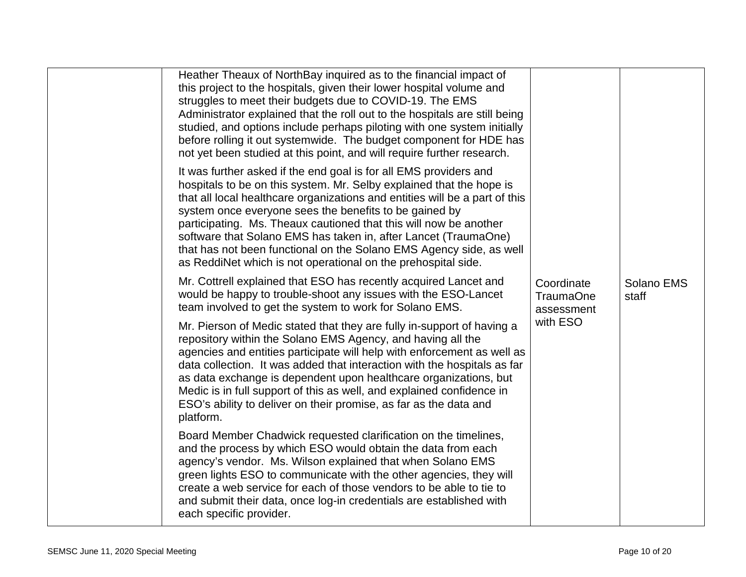| | | | |
|---|---|---|---|
| | Heather Theaux of NorthBay inquired as to the financial impact of this project to the hospitals, given their lower hospital volume and struggles to meet their budgets due to COVID-19. The EMS Administrator explained that the roll out to the hospitals are still being studied, and options include perhaps piloting with one system initially before rolling it out systemwide. The budget component for HDE has not yet been studied at this point, and will require further research.<br><br>It was further asked if the end goal is for all EMS providers and hospitals to be on this system. Mr. Selby explained that the hope is that all local healthcare organizations and entities will be a part of this system once everyone sees the benefits to be gained by participating. Ms. Theaux cautioned that this will now be another software that Solano EMS has taken in, after Lancet (TraumaOne) that has not been functional on the Solano EMS Agency side, as well as ReddiNet which is not operational on the prehospital side.<br><br>Mr. Cottrell explained that ESO has recently acquired Lancet and would be happy to trouble-shoot any issues with the ESO-Lancet team involved to get the system to work for Solano EMS.<br><br>Mr. Pierson of Medic stated that they are fully in-support of having a repository within the Solano EMS Agency, and having all the agencies and entities participate will help with enforcement as well as data collection. It was added that interaction with the hospitals as far as data exchange is dependent upon healthcare organizations, but Medic is in full support of this as well, and explained confidence in ESO's ability to deliver on their promise, as far as the data and platform.<br><br>Board Member Chadwick requested clarification on the timelines, and the process by which ESO would obtain the data from each agency's vendor. Ms. Wilson explained that when Solano EMS green lights ESO to communicate with the other agencies, they will create a web service for each of those vendors to be able to tie to and submit their data, once log-in credentials are established with each specific provider. | Coordinate TraumaOne assessment with ESO | Solano EMS staff |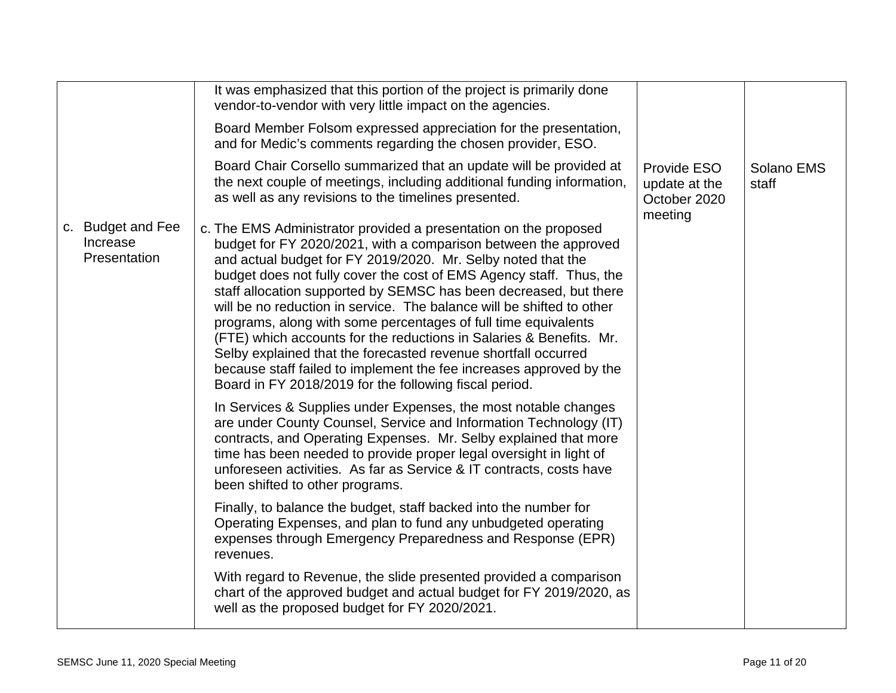| | | | |
|---|---|---|---|
| | It was emphasized that this portion of the project is primarily done vendor-to-vendor with very little impact on the agencies.<br><br>Board Member Folsom expressed appreciation for the presentation, and for Medic's comments regarding the chosen provider, ESO.<br><br>Board Chair Corsello summarized that an update will be provided at the next couple of meetings, including additional funding information, as well as any revisions to the timelines presented. | Provide ESO update at the October 2020 meeting | Solano EMS staff |
| c. Budget and Fee Increase Presentation | c. The EMS Administrator provided a presentation on the proposed budget for FY 2020/2021, with a comparison between the approved and actual budget for FY 2019/2020. Mr. Selby noted that the budget does not fully cover the cost of EMS Agency staff. Thus, the staff allocation supported by SEMSC has been decreased, but there will be no reduction in service. The balance will be shifted to other programs, along with some percentages of full time equivalents (FTE) which accounts for the reductions in Salaries & Benefits. Mr. Selby explained that the forecasted revenue shortfall occurred because staff failed to implement the fee increases approved by the Board in FY 2018/2019 for the following fiscal period.<br><br>In Services & Supplies under Expenses, the most notable changes are under County Counsel, Service and Information Technology (IT) contracts, and Operating Expenses. Mr. Selby explained that more time has been needed to provide proper legal oversight in light of unforeseen activities. As far as Service & IT contracts, costs have been shifted to other programs.<br><br>Finally, to balance the budget, staff backed into the number for Operating Expenses, and plan to fund any unbudgeted operating expenses through Emergency Preparedness and Response (EPR) revenues.<br><br>With regard to Revenue, the slide presented provided a comparison chart of the approved budget and actual budget for FY 2019/2020, as well as the proposed budget for FY 2020/2021. | | |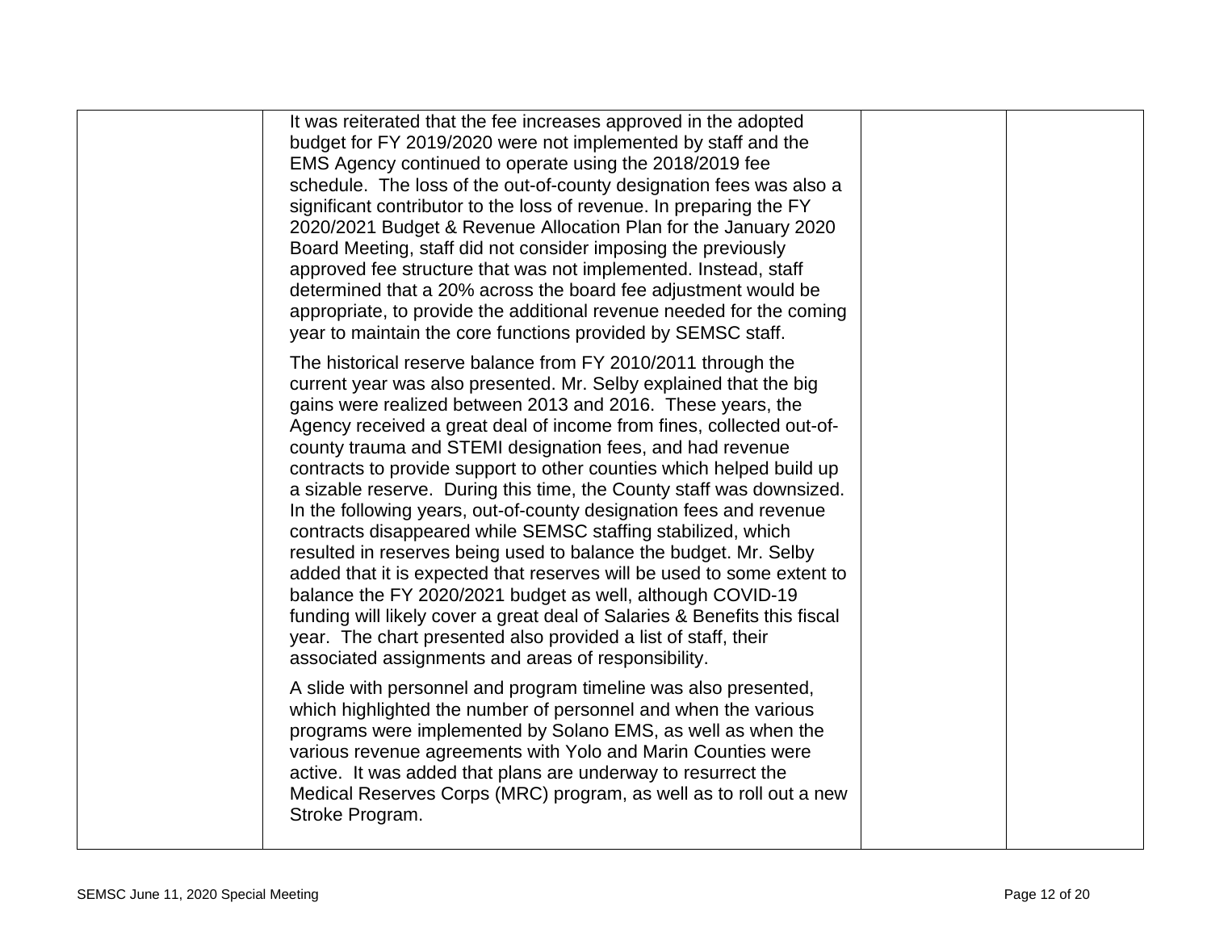| | | | |
|---|---|---|---|
| | It was reiterated that the fee increases approved in the adopted budget for FY 2019/2020 were not implemented by staff and the EMS Agency continued to operate using the 2018/2019 fee schedule. The loss of the out-of-county designation fees was also a significant contributor to the loss of revenue. In preparing the FY 2020/2021 Budget & Revenue Allocation Plan for the January 2020 Board Meeting, staff did not consider imposing the previously approved fee structure that was not implemented. Instead, staff determined that a 20% across the board fee adjustment would be appropriate, to provide the additional revenue needed for the coming year to maintain the core functions provided by SEMSC staff.<br><br>The historical reserve balance from FY 2010/2011 through the current year was also presented. Mr. Selby explained that the big gains were realized between 2013 and 2016. These years, the Agency received a great deal of income from fines, collected out-of-county trauma and STEMI designation fees, and had revenue contracts to provide support to other counties which helped build up a sizable reserve. During this time, the County staff was downsized. In the following years, out-of-county designation fees and revenue contracts disappeared while SEMSC staffing stabilized, which resulted in reserves being used to balance the budget. Mr. Selby added that it is expected that reserves will be used to some extent to balance the FY 2020/2021 budget as well, although COVID-19 funding will likely cover a great deal of Salaries & Benefits this fiscal year. The chart presented also provided a list of staff, their associated assignments and areas of responsibility.<br><br>A slide with personnel and program timeline was also presented, which highlighted the number of personnel and when the various programs were implemented by Solano EMS, as well as when the various revenue agreements with Yolo and Marin Counties were active. It was added that plans are underway to resurrect the Medical Reserves Corps (MRC) program, as well as to roll out a new Stroke Program. | | |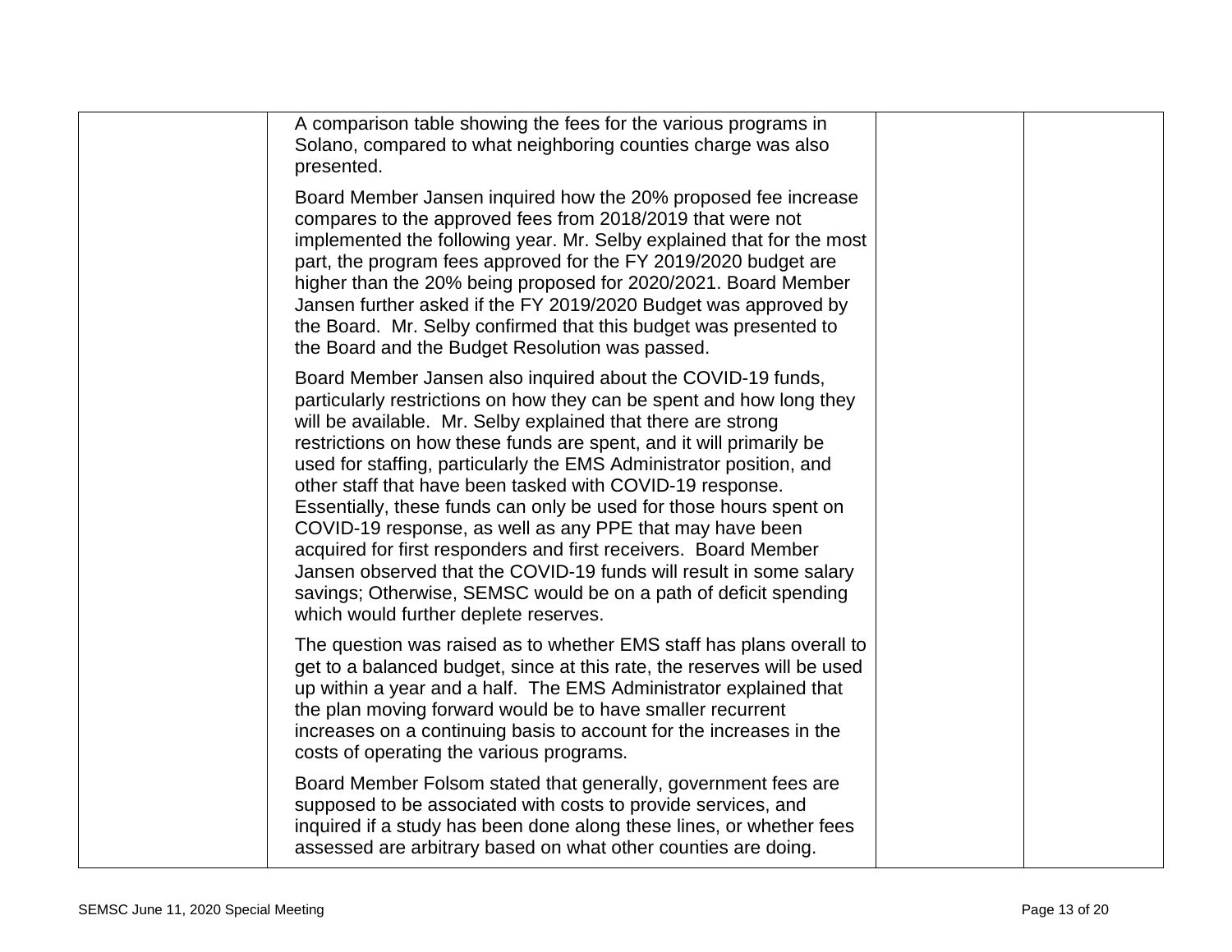| | | | |
|---|---|---|---|
| | A comparison table showing the fees for the various programs in Solano, compared to what neighboring counties charge was also presented.<br><br>Board Member Jansen inquired how the 20% proposed fee increase compares to the approved fees from 2018/2019 that were not implemented the following year. Mr. Selby explained that for the most part, the program fees approved for the FY 2019/2020 budget are higher than the 20% being proposed for 2020/2021. Board Member Jansen further asked if the FY 2019/2020 Budget was approved by the Board. Mr. Selby confirmed that this budget was presented to the Board and the Budget Resolution was passed.<br><br>Board Member Jansen also inquired about the COVID-19 funds, particularly restrictions on how they can be spent and how long they will be available. Mr. Selby explained that there are strong restrictions on how these funds are spent, and it will primarily be used for staffing, particularly the EMS Administrator position, and other staff that have been tasked with COVID-19 response. Essentially, these funds can only be used for those hours spent on COVID-19 response, as well as any PPE that may have been acquired for first responders and first receivers. Board Member Jansen observed that the COVID-19 funds will result in some salary savings; Otherwise, SEMSC would be on a path of deficit spending which would further deplete reserves.<br><br>The question was raised as to whether EMS staff has plans overall to get to a balanced budget, since at this rate, the reserves will be used up within a year and a half. The EMS Administrator explained that the plan moving forward would be to have smaller recurrent increases on a continuing basis to account for the increases in the costs of operating the various programs.<br><br>Board Member Folsom stated that generally, government fees are supposed to be associated with costs to provide services, and inquired if a study has been done along these lines, or whether fees assessed are arbitrary based on what other counties are doing. | | |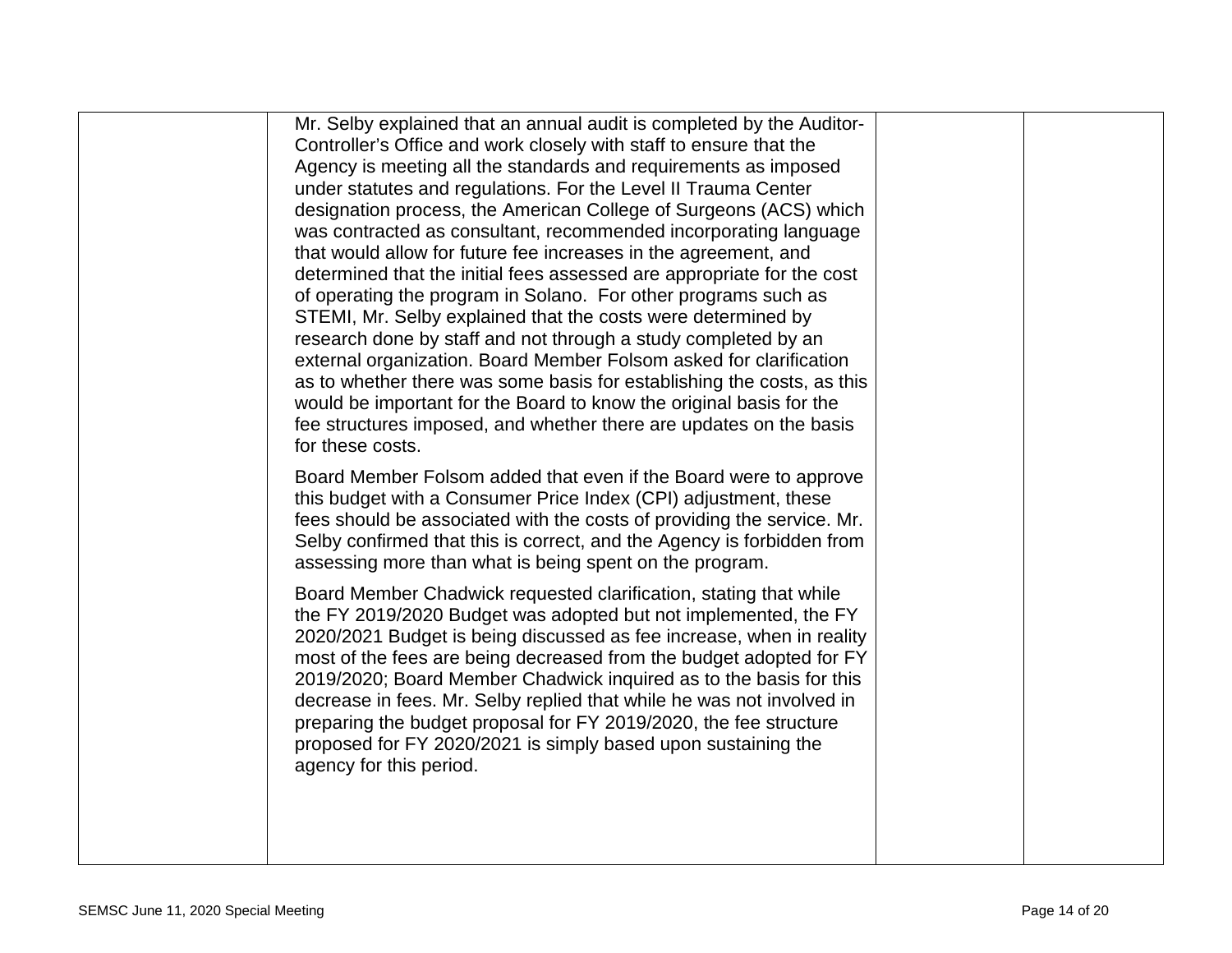| | | | |
|---|---|---|---|
| | Mr. Selby explained that an annual audit is completed by the Auditor-Controller's Office and work closely with staff to ensure that the Agency is meeting all the standards and requirements as imposed under statutes and regulations. For the Level II Trauma Center designation process, the American College of Surgeons (ACS) which was contracted as consultant, recommended incorporating language that would allow for future fee increases in the agreement, and determined that the initial fees assessed are appropriate for the cost of operating the program in Solano. For other programs such as STEMI, Mr. Selby explained that the costs were determined by research done by staff and not through a study completed by an external organization. Board Member Folsom asked for clarification as to whether there was some basis for establishing the costs, as this would be important for the Board to know the original basis for the fee structures imposed, and whether there are updates on the basis for these costs.<br><br>Board Member Folsom added that even if the Board were to approve this budget with a Consumer Price Index (CPI) adjustment, these fees should be associated with the costs of providing the service. Mr. Selby confirmed that this is correct, and the Agency is forbidden from assessing more than what is being spent on the program.<br><br>Board Member Chadwick requested clarification, stating that while the FY 2019/2020 Budget was adopted but not implemented, the FY 2020/2021 Budget is being discussed as fee increase, when in reality most of the fees are being decreased from the budget adopted for FY 2019/2020; Board Member Chadwick inquired as to the basis for this decrease in fees. Mr. Selby replied that while he was not involved in preparing the budget proposal for FY 2019/2020, the fee structure proposed for FY 2020/2021 is simply based upon sustaining the agency for this period. | | |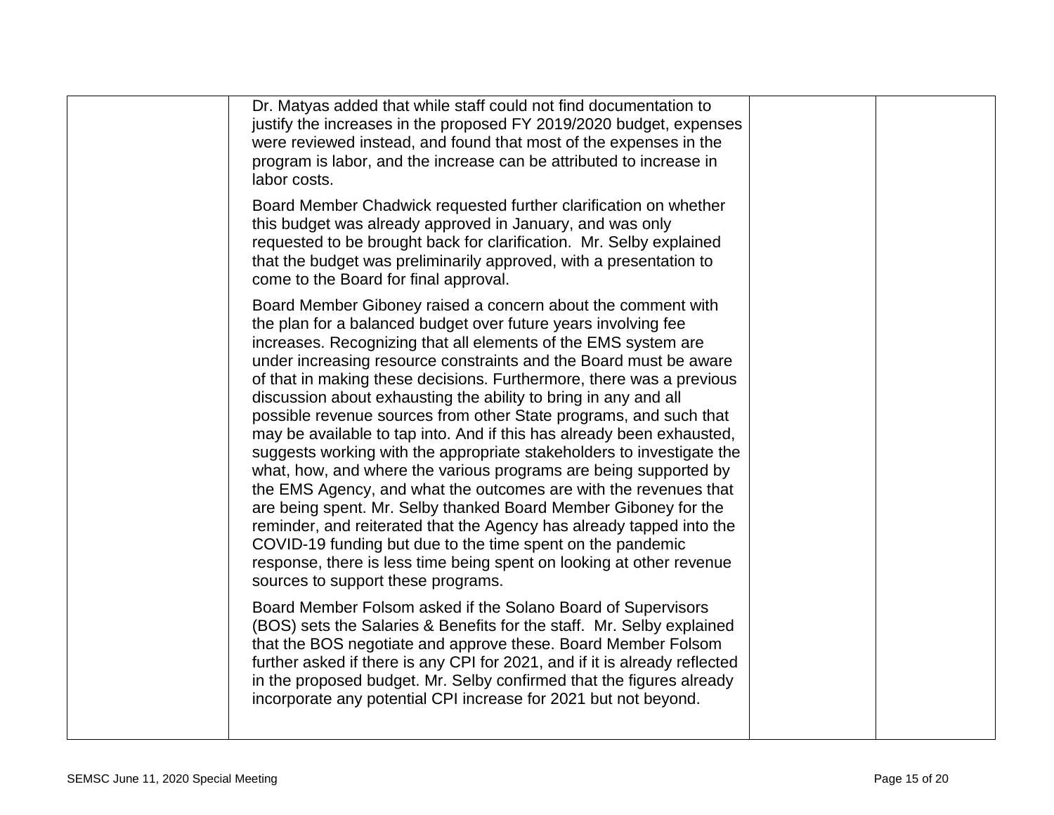| | | | |
|---|---|---|---|
| | Dr. Matyas added that while staff could not find documentation to justify the increases in the proposed FY 2019/2020 budget, expenses were reviewed instead, and found that most of the expenses in the program is labor, and the increase can be attributed to increase in labor costs.<br><br>Board Member Chadwick requested further clarification on whether this budget was already approved in January, and was only requested to be brought back for clarification. Mr. Selby explained that the budget was preliminarily approved, with a presentation to come to the Board for final approval.<br><br>Board Member Giboney raised a concern about the comment with the plan for a balanced budget over future years involving fee increases. Recognizing that all elements of the EMS system are under increasing resource constraints and the Board must be aware of that in making these decisions. Furthermore, there was a previous discussion about exhausting the ability to bring in any and all possible revenue sources from other State programs, and such that may be available to tap into. And if this has already been exhausted, suggests working with the appropriate stakeholders to investigate the what, how, and where the various programs are being supported by the EMS Agency, and what the outcomes are with the revenues that are being spent. Mr. Selby thanked Board Member Giboney for the reminder, and reiterated that the Agency has already tapped into the COVID-19 funding but due to the time spent on the pandemic response, there is less time being spent on looking at other revenue sources to support these programs.<br><br>Board Member Folsom asked if the Solano Board of Supervisors (BOS) sets the Salaries & Benefits for the staff. Mr. Selby explained that the BOS negotiate and approve these. Board Member Folsom further asked if there is any CPI for 2021, and if it is already reflected in the proposed budget. Mr. Selby confirmed that the figures already incorporate any potential CPI increase for 2021 but not beyond. | | |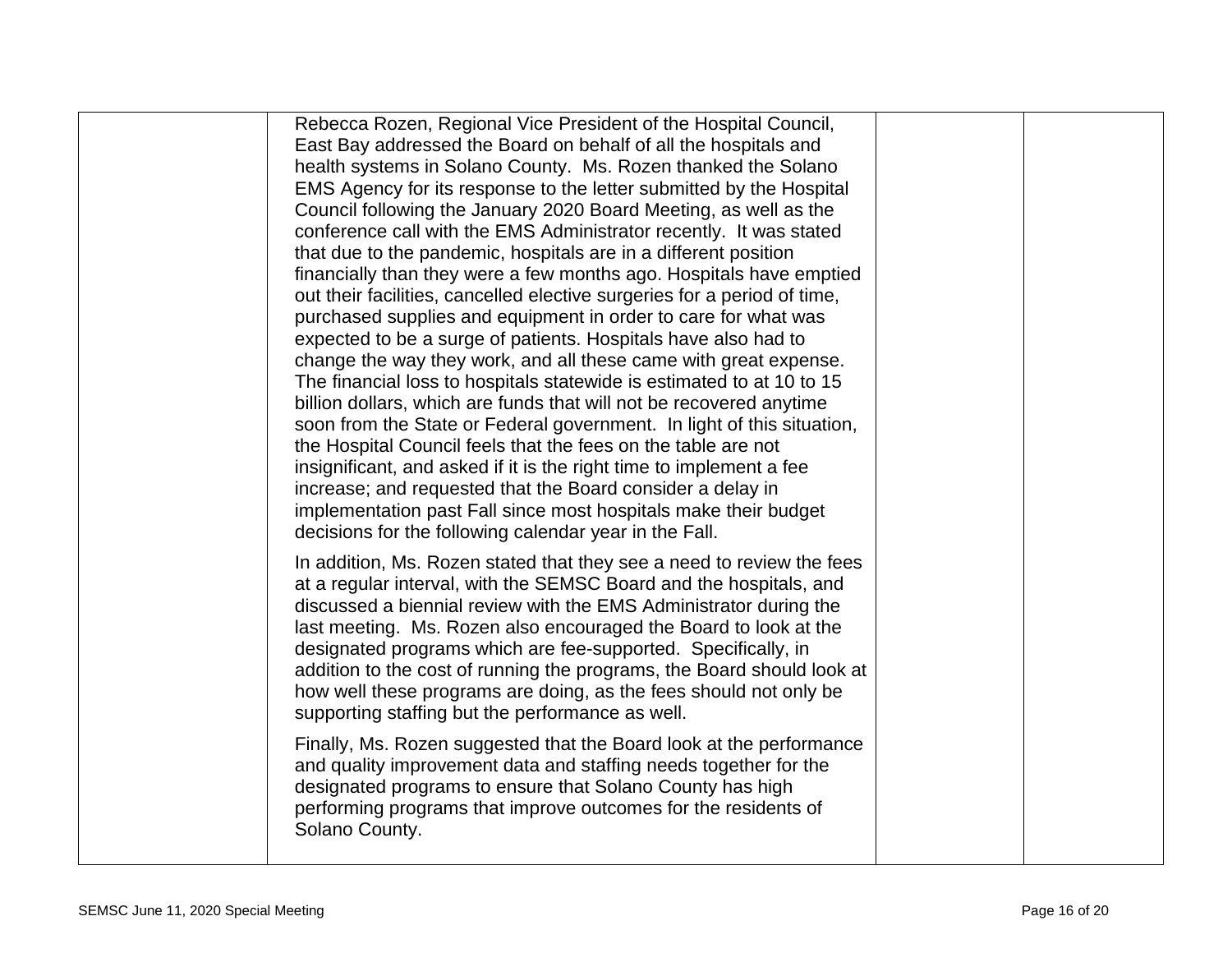| | | | |
|---|---|---|---|
| | Rebecca Rozen, Regional Vice President of the Hospital Council, East Bay addressed the Board on behalf of all the hospitals and health systems in Solano County. Ms. Rozen thanked the Solano EMS Agency for its response to the letter submitted by the Hospital Council following the January 2020 Board Meeting, as well as the conference call with the EMS Administrator recently. It was stated that due to the pandemic, hospitals are in a different position financially than they were a few months ago. Hospitals have emptied out their facilities, cancelled elective surgeries for a period of time, purchased supplies and equipment in order to care for what was expected to be a surge of patients. Hospitals have also had to change the way they work, and all these came with great expense. The financial loss to hospitals statewide is estimated to at 10 to 15 billion dollars, which are funds that will not be recovered anytime soon from the State or Federal government. In light of this situation, the Hospital Council feels that the fees on the table are not insignificant, and asked if it is the right time to implement a fee increase; and requested that the Board consider a delay in implementation past Fall since most hospitals make their budget decisions for the following calendar year in the Fall.<br><br>In addition, Ms. Rozen stated that they see a need to review the fees at a regular interval, with the SEMSC Board and the hospitals, and discussed a biennial review with the EMS Administrator during the last meeting. Ms. Rozen also encouraged the Board to look at the designated programs which are fee-supported. Specifically, in addition to the cost of running the programs, the Board should look at how well these programs are doing, as the fees should not only be supporting staffing but the performance as well.<br><br>Finally, Ms. Rozen suggested that the Board look at the performance and quality improvement data and staffing needs together for the designated programs to ensure that Solano County has high performing programs that improve outcomes for the residents of Solano County. | | |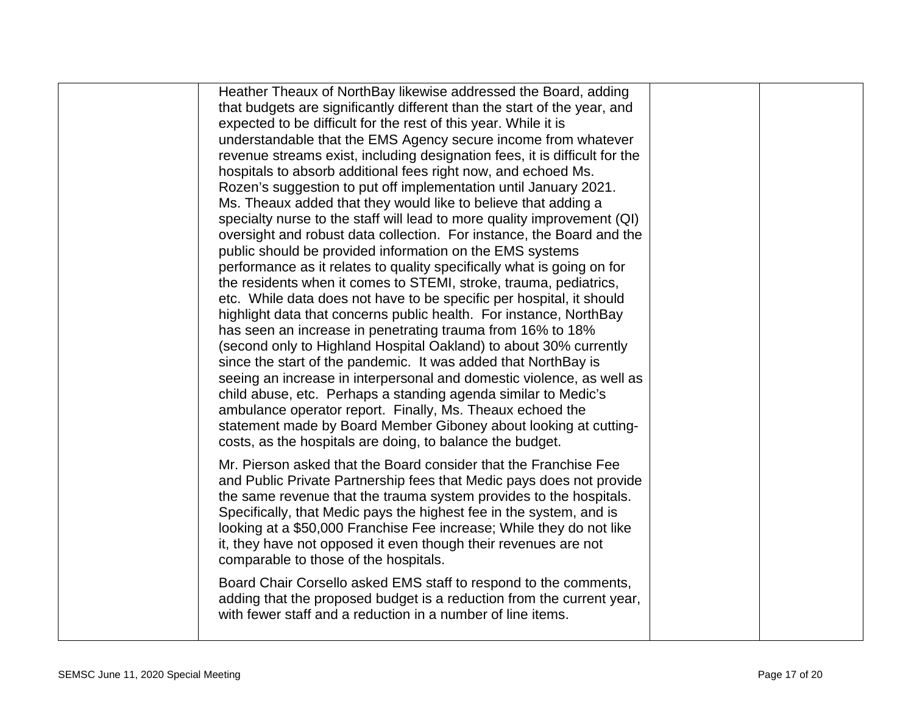Heather Theaux of NorthBay likewise addressed the Board, adding that budgets are significantly different than the start of the year, and expected to be difficult for the rest of this year. While it is understandable that the EMS Agency secure income from whatever revenue streams exist, including designation fees, it is difficult for the hospitals to absorb additional fees right now, and echoed Ms. Rozen's suggestion to put off implementation until January 2021. Ms. Theaux added that they would like to believe that adding a specialty nurse to the staff will lead to more quality improvement (QI) oversight and robust data collection. For instance, the Board and the public should be provided information on the EMS systems performance as it relates to quality specifically what is going on for the residents when it comes to STEMI, stroke, trauma, pediatrics, etc. While data does not have to be specific per hospital, it should highlight data that concerns public health. For instance, NorthBay has seen an increase in penetrating trauma from 16% to 18% (second only to Highland Hospital Oakland) to about 30% currently since the start of the pandemic. It was added that NorthBay is seeing an increase in interpersonal and domestic violence, as well as child abuse, etc. Perhaps a standing agenda similar to Medic's ambulance operator report. Finally, Ms. Theaux echoed the statement made by Board Member Giboney about looking at cutting-costs, as the hospitals are doing, to balance the budget.

Mr. Pierson asked that the Board consider that the Franchise Fee and Public Private Partnership fees that Medic pays does not provide the same revenue that the trauma system provides to the hospitals. Specifically, that Medic pays the highest fee in the system, and is looking at a $50,000 Franchise Fee increase; While they do not like it, they have not opposed it even though their revenues are not comparable to those of the hospitals.

Board Chair Corsello asked EMS staff to respond to the comments, adding that the proposed budget is a reduction from the current year, with fewer staff and a reduction in a number of line items.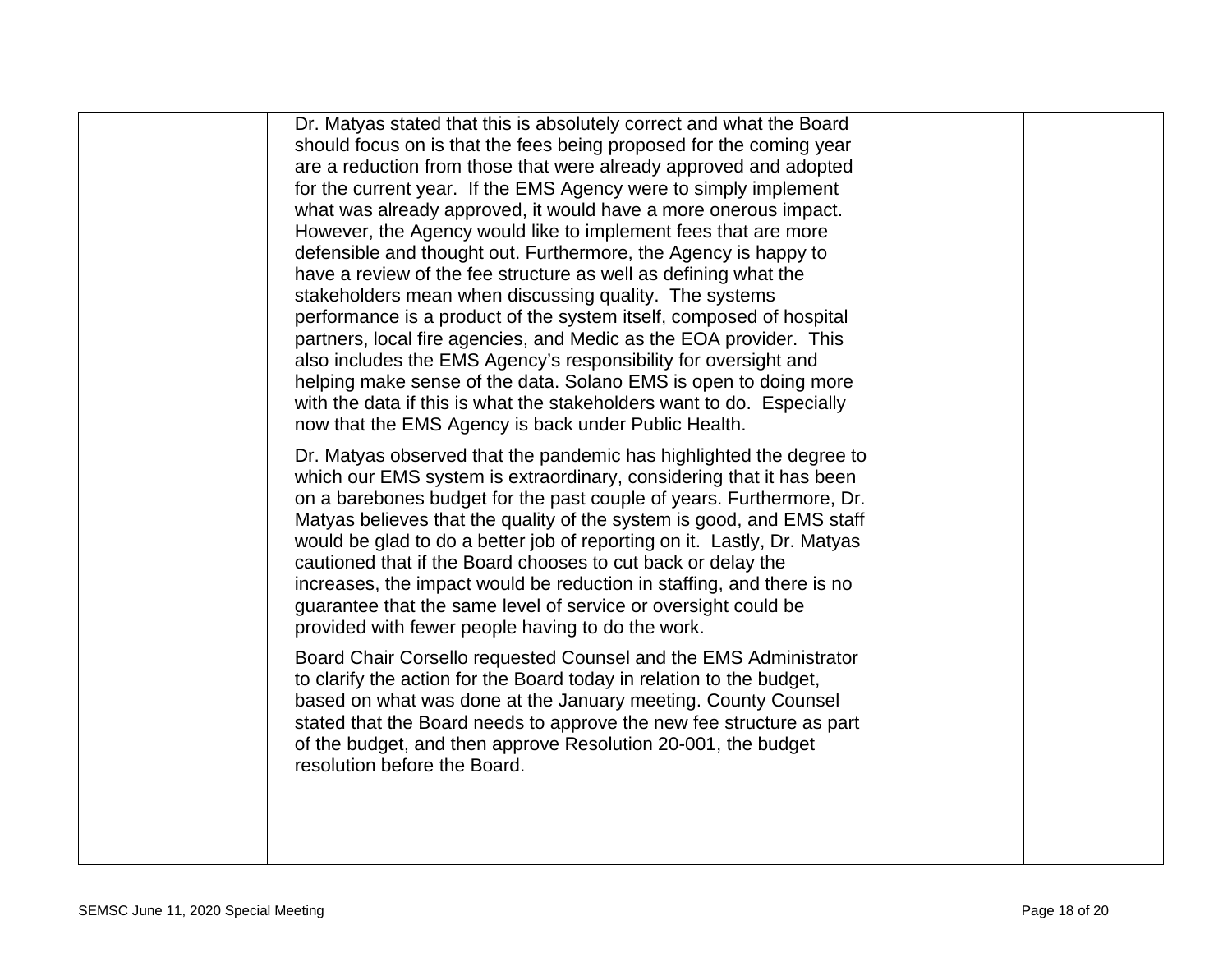| | | | |
|---|---|---|---|
| | Dr. Matyas stated that this is absolutely correct and what the Board should focus on is that the fees being proposed for the coming year are a reduction from those that were already approved and adopted for the current year. If the EMS Agency were to simply implement what was already approved, it would have a more onerous impact. However, the Agency would like to implement fees that are more defensible and thought out. Furthermore, the Agency is happy to have a review of the fee structure as well as defining what the stakeholders mean when discussing quality. The systems performance is a product of the system itself, composed of hospital partners, local fire agencies, and Medic as the EOA provider. This also includes the EMS Agency's responsibility for oversight and helping make sense of the data. Solano EMS is open to doing more with the data if this is what the stakeholders want to do. Especially now that the EMS Agency is back under Public Health.<br><br>Dr. Matyas observed that the pandemic has highlighted the degree to which our EMS system is extraordinary, considering that it has been on a barebones budget for the past couple of years. Furthermore, Dr. Matyas believes that the quality of the system is good, and EMS staff would be glad to do a better job of reporting on it. Lastly, Dr. Matyas cautioned that if the Board chooses to cut back or delay the increases, the impact would be reduction in staffing, and there is no guarantee that the same level of service or oversight could be provided with fewer people having to do the work.<br><br>Board Chair Corsello requested Counsel and the EMS Administrator to clarify the action for the Board today in relation to the budget, based on what was done at the January meeting. County Counsel stated that the Board needs to approve the new fee structure as part of the budget, and then approve Resolution 20-001, the budget resolution before the Board. | | |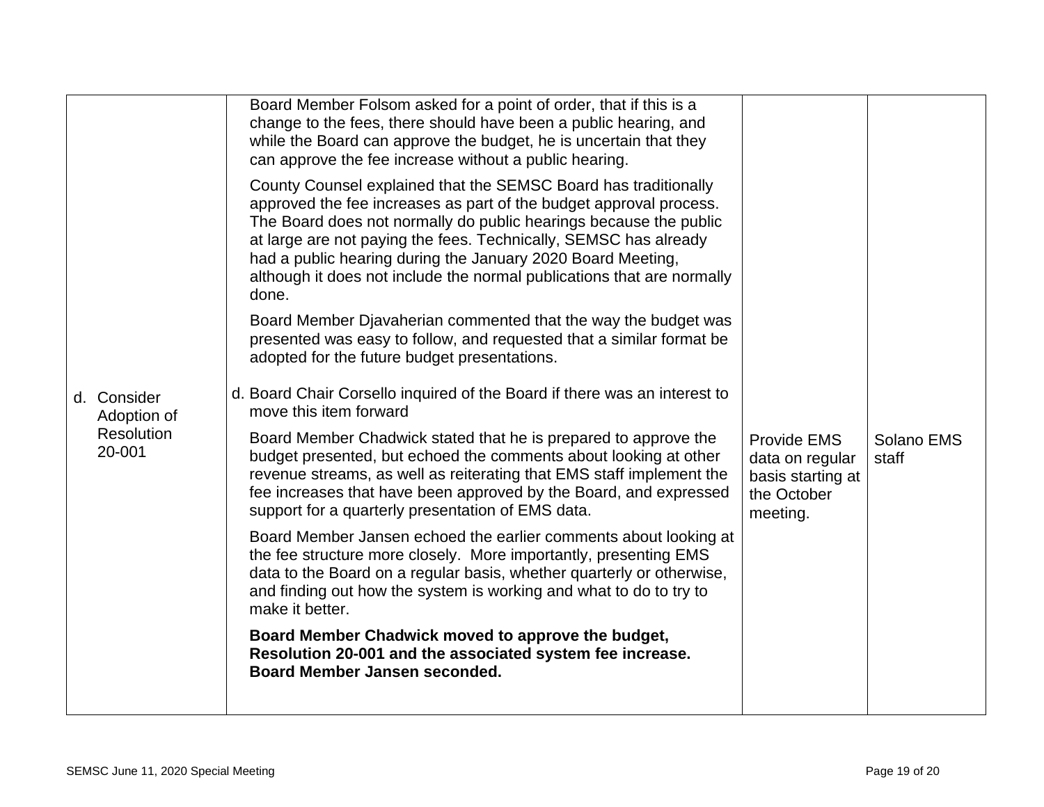| | | | |
|---|---|---|---|
| d. Consider Adoption of Resolution 20-001 | Board Member Folsom asked for a point of order, that if this is a change to the fees, there should have been a public hearing, and while the Board can approve the budget, he is uncertain that they can approve the fee increase without a public hearing.<br><br>County Counsel explained that the SEMSC Board has traditionally approved the fee increases as part of the budget approval process. The Board does not normally do public hearings because the public at large are not paying the fees. Technically, SEMSC has already had a public hearing during the January 2020 Board Meeting, although it does not include the normal publications that are normally done.<br><br>Board Member Djavaherian commented that the way the budget was presented was easy to follow, and requested that a similar format be adopted for the future budget presentations.<br><br>d. Board Chair Corsello inquired of the Board if there was an interest to move this item forward<br><br>Board Member Chadwick stated that he is prepared to approve the budget presented, but echoed the comments about looking at other revenue streams, as well as reiterating that EMS staff implement the fee increases that have been approved by the Board, and expressed support for a quarterly presentation of EMS data.<br><br>Board Member Jansen echoed the earlier comments about looking at the fee structure more closely. More importantly, presenting EMS data to the Board on a regular basis, whether quarterly or otherwise, and finding out how the system is working and what to do to try to make it better.<br><br>**Board Member Chadwick moved to approve the budget, Resolution 20-001 and the associated system fee increase. Board Member Jansen seconded.** | Provide EMS data on regular basis starting at the October meeting. | Solano EMS staff |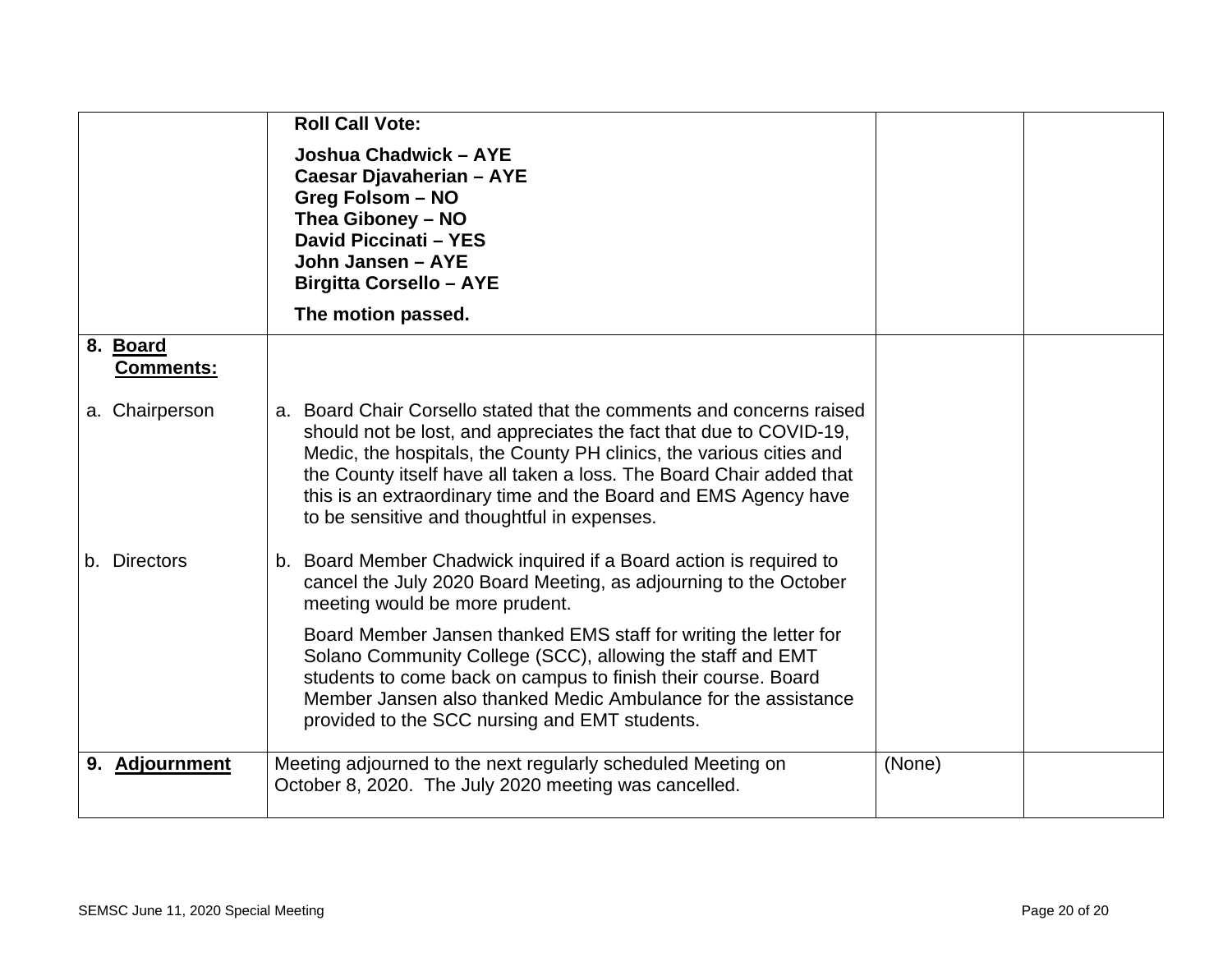| | | | |
|---|---|---|---|
| | **Roll Call Vote:**<br><br>**Joshua Chadwick – AYE**<br>**Caesar Djavaherian – AYE**<br>**Greg Folsom – NO**<br>**Thea Giboney – NO**<br>**David Piccinati – YES**<br>**John Jansen – AYE**<br>**Birgitta Corsello – AYE**<br><br>**The motion passed.** | | |
| **8. <u>Board Comments:</u>**<br><br>a. Chairperson<br><br><br><br><br><br><br>b. Directors | a. Board Chair Corsello stated that the comments and concerns raised should not be lost, and appreciates the fact that due to COVID-19, Medic, the hospitals, the County PH clinics, the various cities and the County itself have all taken a loss. The Board Chair added that this is an extraordinary time and the Board and EMS Agency have to be sensitive and thoughtful in expenses.<br><br>b. Board Member Chadwick inquired if a Board action is required to cancel the July 2020 Board Meeting, as adjourning to the October meeting would be more prudent.<br><br>Board Member Jansen thanked EMS staff for writing the letter for Solano Community College (SCC), allowing the staff and EMT students to come back on campus to finish their course. Board Member Jansen also thanked Medic Ambulance for the assistance provided to the SCC nursing and EMT students. | | |
| **9. <u>Adjournment</u>** | Meeting adjourned to the next regularly scheduled Meeting on October 8, 2020. The July 2020 meeting was cancelled. | (None) | |